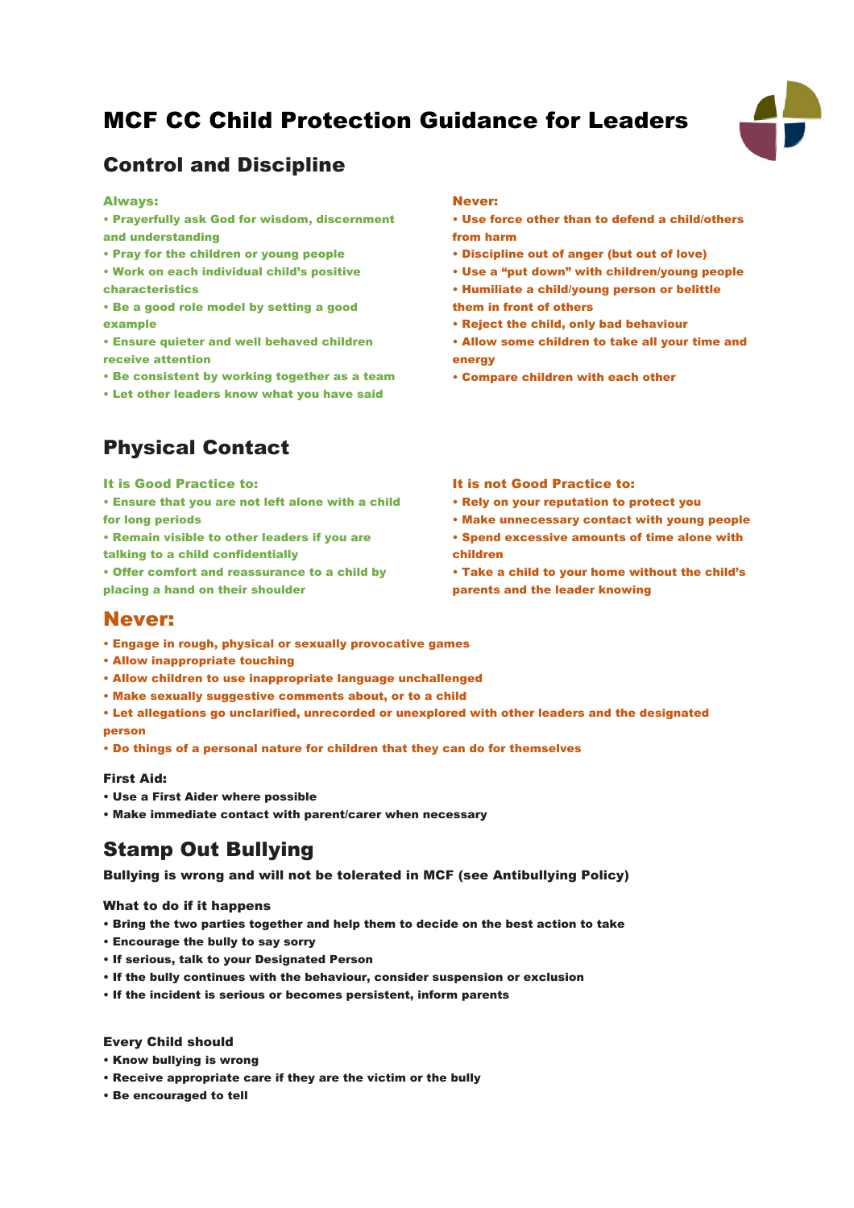# MCF CC Child Protection Guidance for Leaders

## Control and Discipline

**Always:**

- **Prayerfully ask God for wisdom, discernment and understanding**
- **Pray for the children or young people**
- **Work on each individual child's positive characteristics**
- **Be a good role model by setting a good example**
- **Ensure quieter and well behaved children receive attention**
- **Be consistent by working together as a team**
- **Let other leaders know what you have said**

**Never:**

- **Use force other than to defend a child/others from harm**
- **Discipline out of anger (but out of love)**
- **Use a "put down" with children/young people**
- **Humiliate a child/young person or belittle them in front of others**
- **Reject the child, only bad behaviour**
- **Allow some children to take all your time and energy**
- **Compare children with each other**

## Physical Contact

**It is Good Practice to:**

- **Ensure that you are not left alone with a child for long periods**
- **Remain visible to other leaders if you are talking to a child confidentially**
- **Offer comfort and reassurance to a child by placing a hand on their shoulder**

**It is not Good Practice to:**

- **Rely on your reputation to protect you**
- **Make unnecessary contact with young people**
- **Spend excessive amounts of time alone with children**
- **Take a child to your home without the child's parents and the leader knowing**

### Never:

- **Engage in rough, physical or sexually provocative games**
- **Allow inappropriate touching**
- **Allow children to use inappropriate language unchallenged**
- **Make sexually suggestive comments about, or to a child**
- **Let allegations go unclarified, unrecorded or unexplored with other leaders and the designated person**
- **Do things of a personal nature for children that they can do for themselves**

**First Aid:**

- **Use a First Aider where possible**
- **Make immediate contact with parent/carer when necessary**

## Stamp Out Bullying

**Bullying is wrong and will not be tolerated in MCF (see Antibullying Policy)**

**What to do if it happens**

- **Bring the two parties together and help them to decide on the best action to take**
- **Encourage the bully to say sorry**
- **If serious, talk to your Designated Person**
- **If the bully continues with the behaviour, consider suspension or exclusion**
- **If the incident is serious or becomes persistent, inform parents**

**Every Child should**

- **Know bullying is wrong**
- **Receive appropriate care if they are the victim or the bully**
- **Be encouraged to tell**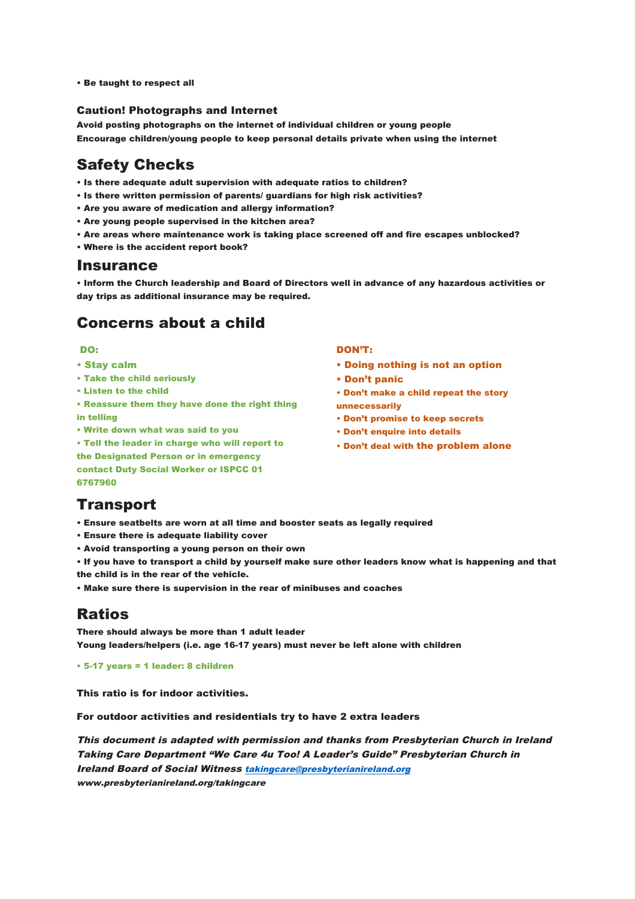- Be taught to respect all

### Caution! Photographs and Internet

**Avoid posting photographs on the internet of individual children or young people**
**Encourage children/young people to keep personal details private when using the internet**

## Safety Checks

- **Is there adequate adult supervision with adequate ratios to children?**
- **Is there written permission of parents/ guardians for high risk activities?**
- **Are you aware of medication and allergy information?**
- **Are young people supervised in the kitchen area?**
- **Are areas where maintenance work is taking place screened off and fire escapes unblocked?**
- **Where is the accident report book?**

## Insurance

- **Inform the Church leadership and Board of Directors well in advance of any hazardous activities or day trips as additional insurance may be required.**

## Concerns about a child

**DO:**

- **Stay calm**
- **Take the child seriously**
- **Listen to the child**
- **Reassure them they have done the right thing in telling**
- **Write down what was said to you**
- **Tell the leader in charge who will report to the Designated Person or in emergency contact Duty Social Worker or ISPCC 01 6767960**

**DON'T:**

- **Doing nothing is not an option**
- **Don't panic**
- **Don't make a child repeat the story unnecessarily**
- **Don't promise to keep secrets**
- **Don't enquire into details**
- **Don't deal with the problem alone**

## Transport

- **Ensure seatbelts are worn at all time and booster seats as legally required**
- **Ensure there is adequate liability cover**
- **Avoid transporting a young person on their own**
- **If you have to transport a child by yourself make sure other leaders know what is happening and that the child is in the rear of the vehicle.**
- **Make sure there is supervision in the rear of minibuses and coaches**

## Ratios

**There should always be more than 1 adult leader**
**Young leaders/helpers (i.e. age 16-17 years) must never be left alone with children**

- **5-17 years = 1 leader: 8 children**

**This ratio is for indoor activities.**

**For outdoor activities and residentials try to have 2 extra leaders**

***This document is adapted with permission and thanks from Presbyterian Church in Ireland Taking Care Department "We Care 4u Too! A Leader's Guide" Presbyterian Church in Ireland Board of Social Witness takingcare@presbyterianireland.org***
***www.presbyterianireland.org/takingcare***